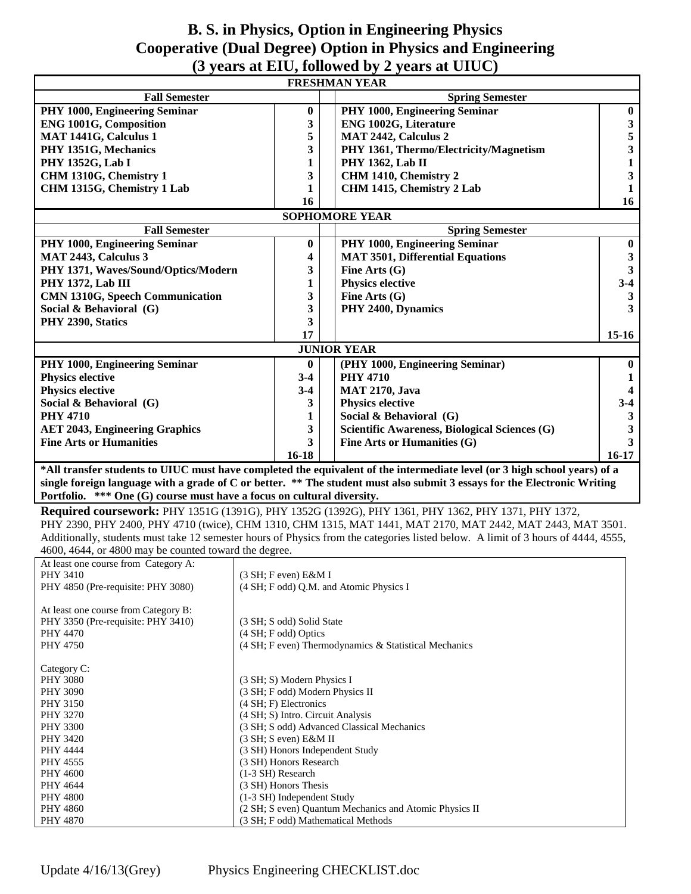# B. S. in Physics, Option in Engineering Physics
# Cooperative (Dual Degree) Option in Physics and Engineering
# (3 years at EIU, followed by 2 years at UIUC)

| **FRESHMAN YEAR** | | | |
|---|---|---|---|
| **Fall Semester** | | **Spring Semester** | |
| **PHY 1000, Engineering Seminar** | **0** | **PHY 1000, Engineering Seminar** | **0** |
| **ENG 1001G, Composition** | **3** | **ENG 1002G, Literature** | **3** |
| **MAT 1441G, Calculus 1** | **5** | **MAT 2442, Calculus 2** | **5** |
| **PHY 1351G, Mechanics** | **3** | **PHY 1361, Thermo/Electricity/Magnetism** | **3** |
| **PHY 1352G, Lab I** | **1** | **PHY 1362, Lab II** | **1** |
| **CHM 1310G, Chemistry 1** | **3** | **CHM 1410, Chemistry 2** | **3** |
| **CHM 1315G, Chemistry 1 Lab** | **1** | **CHM 1415, Chemistry 2 Lab** | **1** |
| | **16** | | **16** |
| **SOPHOMORE YEAR** | | | |
| **Fall Semester** | | **Spring Semester** | |
| **PHY 1000, Engineering Seminar** | **0** | **PHY 1000, Engineering Seminar** | **0** |
| **MAT 2443, Calculus 3** | **4** | **MAT 3501, Differential Equations** | **3** |
| **PHY 1371, Waves/Sound/Optics/Modern** | **3** | **Fine Arts (G)** | **3** |
| **PHY 1372, Lab III** | **1** | **Physics elective** | **3-4** |
| **CMN 1310G, Speech Communication** | **3** | **Fine Arts (G)** | **3** |
| **Social & Behavioral (G)** | **3** | **PHY 2400, Dynamics** | **3** |
| **PHY 2390, Statics** | **3** | | |
| | **17** | | **15-16** |
| **JUNIOR YEAR** | | | |
| **PHY 1000, Engineering Seminar** | **0** | **(PHY 1000, Engineering Seminar)** | **0** |
| **Physics elective** | **3-4** | **PHY 4710** | **1** |
| **Physics elective** | **3-4** | **MAT 2170, Java** | **4** |
| **Social & Behavioral (G)** | **3** | **Physics elective** | **3-4** |
| **PHY 4710** | **1** | **Social & Behavioral (G)** | **3** |
| **AET 2043, Engineering Graphics** | **3** | **Scientific Awareness, Biological Sciences (G)** | **3** |
| **Fine Arts or Humanities** | **3** | **Fine Arts or Humanities (G)** | **3** |
| | **16-18** | | **16-17** |

**\*All transfer students to UIUC must have completed the equivalent of the intermediate level (or 3 high school years) of a single foreign language with a grade of C or better. \*\* The student must also submit 3 essays for the Electronic Writing Portfolio. \*\*\* One (G) course must have a focus on cultural diversity.**

**Required coursework:** PHY 1351G (1391G), PHY 1352G (1392G), PHY 1361, PHY 1362, PHY 1371, PHY 1372, PHY 2390, PHY 2400, PHY 4710 (twice), CHM 1310, CHM 1315, MAT 1441, MAT 2170, MAT 2442, MAT 2443, MAT 3501. Additionally, students must take 12 semester hours of Physics from the categories listed below. A limit of 3 hours of 4444, 4555, 4600, 4644, or 4800 may be counted toward the degree.

| At least one course from Category A: | |
|---|---|
| PHY 3410 | (3 SH; F even) E&M I |
| PHY 4850 (Pre-requisite: PHY 3080) | (4 SH; F odd) Q.M. and Atomic Physics I |
| | |
| At least one course from Category B: | |
| PHY 3350 (Pre-requisite: PHY 3410) | (3 SH; S odd) Solid State |
| PHY 4470 | (4 SH; F odd) Optics |
| PHY 4750 | (4 SH; F even) Thermodynamics & Statistical Mechanics |
| | |
| Category C: | |
| PHY 3080 | (3 SH; S) Modern Physics I |
| PHY 3090 | (3 SH; F odd) Modern Physics II |
| PHY 3150 | (4 SH; F) Electronics |
| PHY 3270 | (4 SH; S) Intro. Circuit Analysis |
| PHY 3300 | (3 SH; S odd) Advanced Classical Mechanics |
| PHY 3420 | (3 SH; S even) E&M II |
| PHY 4444 | (3 SH) Honors Independent Study |
| PHY 4555 | (3 SH) Honors Research |
| PHY 4600 | (1-3 SH) Research |
| PHY 4644 | (3 SH) Honors Thesis |
| PHY 4800 | (1-3 SH) Independent Study |
| PHY 4860 | (2 SH; S even) Quantum Mechanics and Atomic Physics II |
| PHY 4870 | (3 SH; F odd) Mathematical Methods |

Update 4/16/13(Grey) Physics Engineering CHECKLIST.doc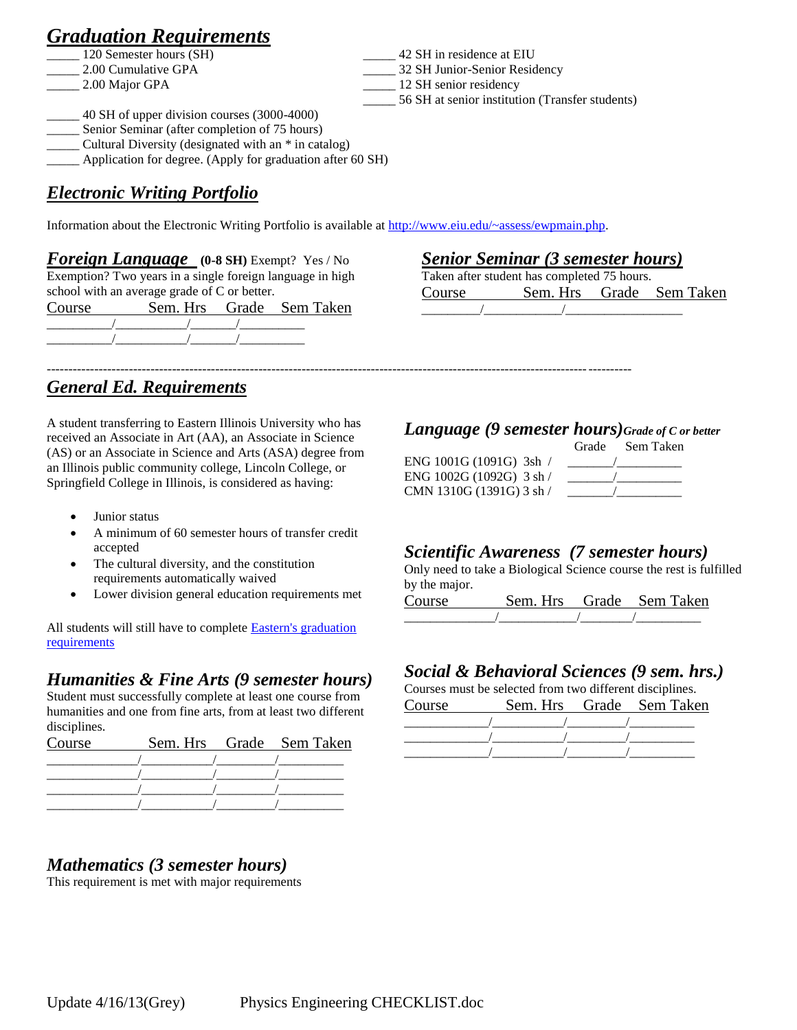## *Graduation Requirements*

_____ 120 Semester hours (SH)
_____ 2.00 Cumulative GPA
_____ 2.00 Major GPA

_____ 42 SH in residence at EIU
_____ 32 SH Junior-Senior Residency
_____ 12 SH senior residency
_____ 56 SH at senior institution (Transfer students)

_____ 40 SH of upper division courses (3000-4000)
_____ Senior Seminar (after completion of 75 hours)
_____ Cultural Diversity (designated with an * in catalog)
_____ Application for degree. (Apply for graduation after 60 SH)

## *Electronic Writing Portfolio*

Information about the Electronic Writing Portfolio is available at http://www.eiu.edu/~assess/ewpmain.php.

## *Foreign Language* (0-8 SH) Exempt? Yes / No

Exemption? Two years in a single foreign language in high school with an average grade of C or better.

| Course | Sem. Hrs | Grade | Sem Taken |
|---|---|---|---|
| | | | |
| | | | |

## *Senior Seminar (3 semester hours)*

Taken after student has completed 75 hours.

| Course | Sem. Hrs | Grade | Sem Taken |
|---|---|---|---|
| | | | |

---

## *General Ed. Requirements*

A student transferring to Eastern Illinois University who has received an Associate in Art (AA), an Associate in Science (AS) or an Associate in Science and Arts (ASA) degree from an Illinois public community college, Lincoln College, or Springfield College in Illinois, is considered as having:

- Junior status
- A minimum of 60 semester hours of transfer credit accepted
- The cultural diversity, and the constitution requirements automatically waived
- Lower division general education requirements met

All students will still have to complete Eastern's graduation requirements

### *Humanities & Fine Arts (9 semester hours)*

Student must successfully complete at least one course from humanities and one from fine arts, from at least two different disciplines.

| Course | Sem. Hrs | Grade | Sem Taken |
|---|---|---|---|
| | | | |
| | | | |
| | | | |
| | | | |

### *Mathematics (3 semester hours)*

This requirement is met with major requirements

### *Language (9 semester hours)* *Grade of C or better*

| | Grade | Sem Taken |
|---|---|---|
| ENG 1001G (1091G) 3sh / | | |
| ENG 1002G (1092G) 3 sh / | | |
| CMN 1310G (1391G) 3 sh / | | |

### *Scientific Awareness (7 semester hours)*

Only need to take a Biological Science course the rest is fulfilled by the major.

| Course | Sem. Hrs | Grade | Sem Taken |
|---|---|---|---|
| | | | |

### *Social & Behavioral Sciences (9 sem. hrs.)*

Courses must be selected from two different disciplines.

| Course | Sem. Hrs | Grade | Sem Taken |
|---|---|---|---|
| | | | |
| | | | |
| | | | |

Update 4/16/13(Grey) Physics Engineering CHECKLIST.doc